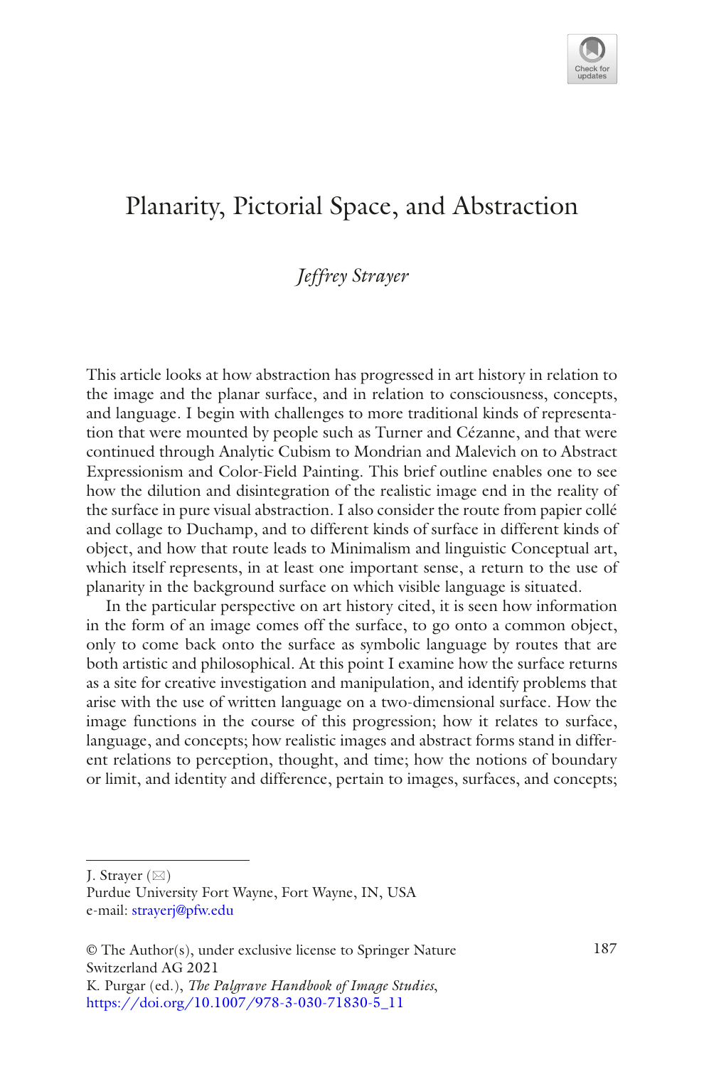# Planarity, Pictorial Space, and Abstraction

*Jeffrey Strayer*

This article looks at how abstraction has progressed in art history in relation to the image and the planar surface, and in relation to consciousness, concepts, and language. I begin with challenges to more traditional kinds of representation that were mounted by people such as Turner and Cézanne, and that were continued through Analytic Cubism to Mondrian and Malevich on to Abstract Expressionism and Color-Field Painting. This brief outline enables one to see how the dilution and disintegration of the realistic image end in the reality of the surface in pure visual abstraction. I also consider the route from papier collé and collage to Duchamp, and to different kinds of surface in different kinds of object, and how that route leads to Minimalism and linguistic Conceptual art, which itself represents, in at least one important sense, a return to the use of planarity in the background surface on which visible language is situated.

In the particular perspective on art history cited, it is seen how information in the form of an image comes off the surface, to go onto a common object, only to come back onto the surface as symbolic language by routes that are both artistic and philosophical. At this point I examine how the surface returns as a site for creative investigation and manipulation, and identify problems that arise with the use of written language on a two-dimensional surface. How the image functions in the course of this progression; how it relates to surface, language, and concepts; how realistic images and abstract forms stand in different relations to perception, thought, and time; how the notions of boundary or limit, and identity and difference, pertain to images, surfaces, and concepts;

---

J. Strayer (✉)
Purdue University Fort Wayne, Fort Wayne, IN, USA
e-mail: strayerj@pfw.edu

© The Author(s), under exclusive license to Springer Nature Switzerland AG 2021
K. Purgar (ed.), *The Palgrave Handbook of Image Studies*,
https://doi.org/10.1007/978-3-030-71830-5_11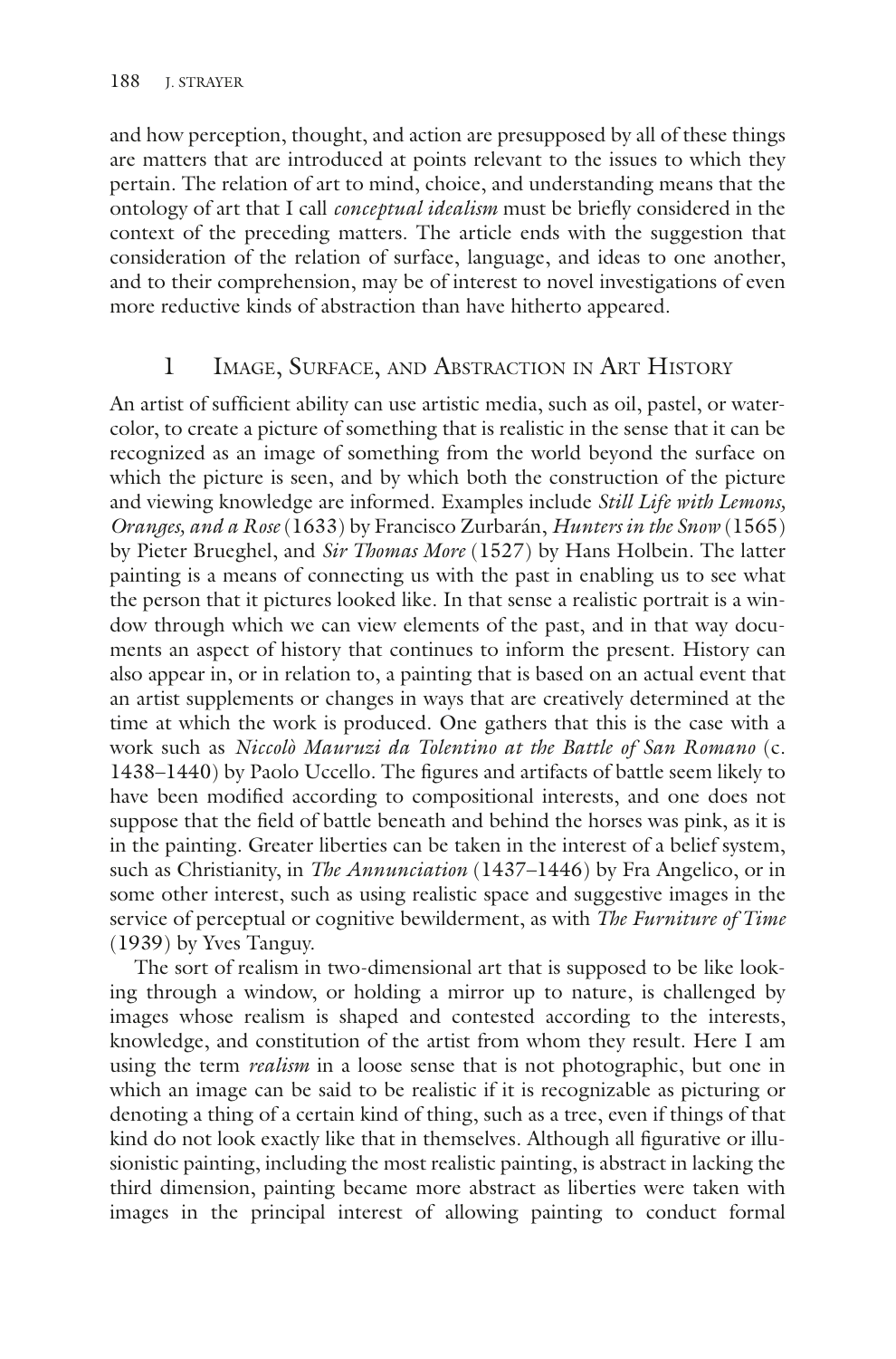and how perception, thought, and action are presupposed by all of these things are matters that are introduced at points relevant to the issues to which they pertain. The relation of art to mind, choice, and understanding means that the ontology of art that I call *conceptual idealism* must be briefly considered in the context of the preceding matters. The article ends with the suggestion that consideration of the relation of surface, language, and ideas to one another, and to their comprehension, may be of interest to novel investigations of even more reductive kinds of abstraction than have hitherto appeared.

## 1 Image, Surface, and Abstraction in Art History

An artist of sufficient ability can use artistic media, such as oil, pastel, or watercolor, to create a picture of something that is realistic in the sense that it can be recognized as an image of something from the world beyond the surface on which the picture is seen, and by which both the construction of the picture and viewing knowledge are informed. Examples include *Still Life with Lemons, Oranges, and a Rose* (1633) by Francisco Zurbarán, *Hunters in the Snow* (1565) by Pieter Brueghel, and *Sir Thomas More* (1527) by Hans Holbein. The latter painting is a means of connecting us with the past in enabling us to see what the person that it pictures looked like. In that sense a realistic portrait is a window through which we can view elements of the past, and in that way documents an aspect of history that continues to inform the present. History can also appear in, or in relation to, a painting that is based on an actual event that an artist supplements or changes in ways that are creatively determined at the time at which the work is produced. One gathers that this is the case with a work such as *Niccolò Mauruzi da Tolentino at the Battle of San Romano* (c. 1438–1440) by Paolo Uccello. The figures and artifacts of battle seem likely to have been modified according to compositional interests, and one does not suppose that the field of battle beneath and behind the horses was pink, as it is in the painting. Greater liberties can be taken in the interest of a belief system, such as Christianity, in *The Annunciation* (1437–1446) by Fra Angelico, or in some other interest, such as using realistic space and suggestive images in the service of perceptual or cognitive bewilderment, as with *The Furniture of Time* (1939) by Yves Tanguy.

The sort of realism in two-dimensional art that is supposed to be like looking through a window, or holding a mirror up to nature, is challenged by images whose realism is shaped and contested according to the interests, knowledge, and constitution of the artist from whom they result. Here I am using the term *realism* in a loose sense that is not photographic, but one in which an image can be said to be realistic if it is recognizable as picturing or denoting a thing of a certain kind of thing, such as a tree, even if things of that kind do not look exactly like that in themselves. Although all figurative or illusionistic painting, including the most realistic painting, is abstract in lacking the third dimension, painting became more abstract as liberties were taken with images in the principal interest of allowing painting to conduct formal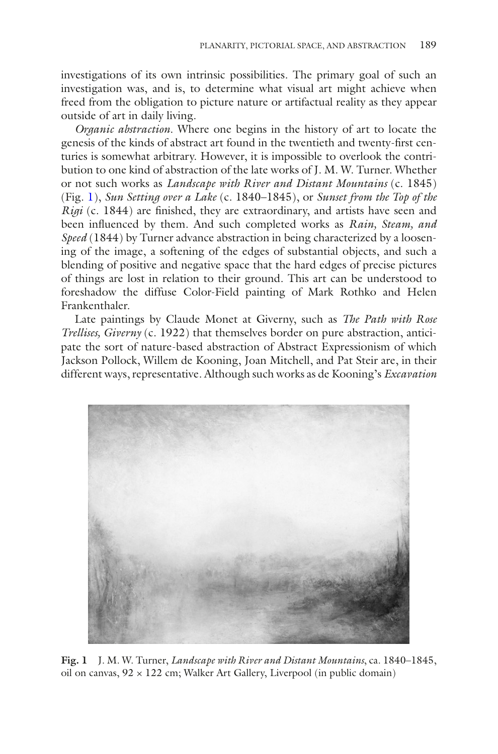investigations of its own intrinsic possibilities. The primary goal of such an investigation was, and is, to determine what visual art might achieve when freed from the obligation to picture nature or artifactual reality as they appear outside of art in daily living.

*Organic abstraction*. Where one begins in the history of art to locate the genesis of the kinds of abstract art found in the twentieth and twenty-first centuries is somewhat arbitrary. However, it is impossible to overlook the contribution to one kind of abstraction of the late works of J. M. W. Turner. Whether or not such works as *Landscape with River and Distant Mountains* (c. 1845) (Fig. 1), *Sun Setting over a Lake* (c. 1840–1845), or *Sunset from the Top of the Rigi* (c. 1844) are finished, they are extraordinary, and artists have seen and been influenced by them. And such completed works as *Rain, Steam, and Speed* (1844) by Turner advance abstraction in being characterized by a loosening of the image, a softening of the edges of substantial objects, and such a blending of positive and negative space that the hard edges of precise pictures of things are lost in relation to their ground. This art can be understood to foreshadow the diffuse Color-Field painting of Mark Rothko and Helen Frankenthaler.

Late paintings by Claude Monet at Giverny, such as *The Path with Rose Trellises, Giverny* (c. 1922) that themselves border on pure abstraction, anticipate the sort of nature-based abstraction of Abstract Expressionism of which Jackson Pollock, Willem de Kooning, Joan Mitchell, and Pat Steir are, in their different ways, representative. Although such works as de Kooning's *Excavation*

**Fig. 1** J. M. W. Turner, *Landscape with River and Distant Mountains*, ca. 1840–1845, oil on canvas, 92 × 122 cm; Walker Art Gallery, Liverpool (in public domain)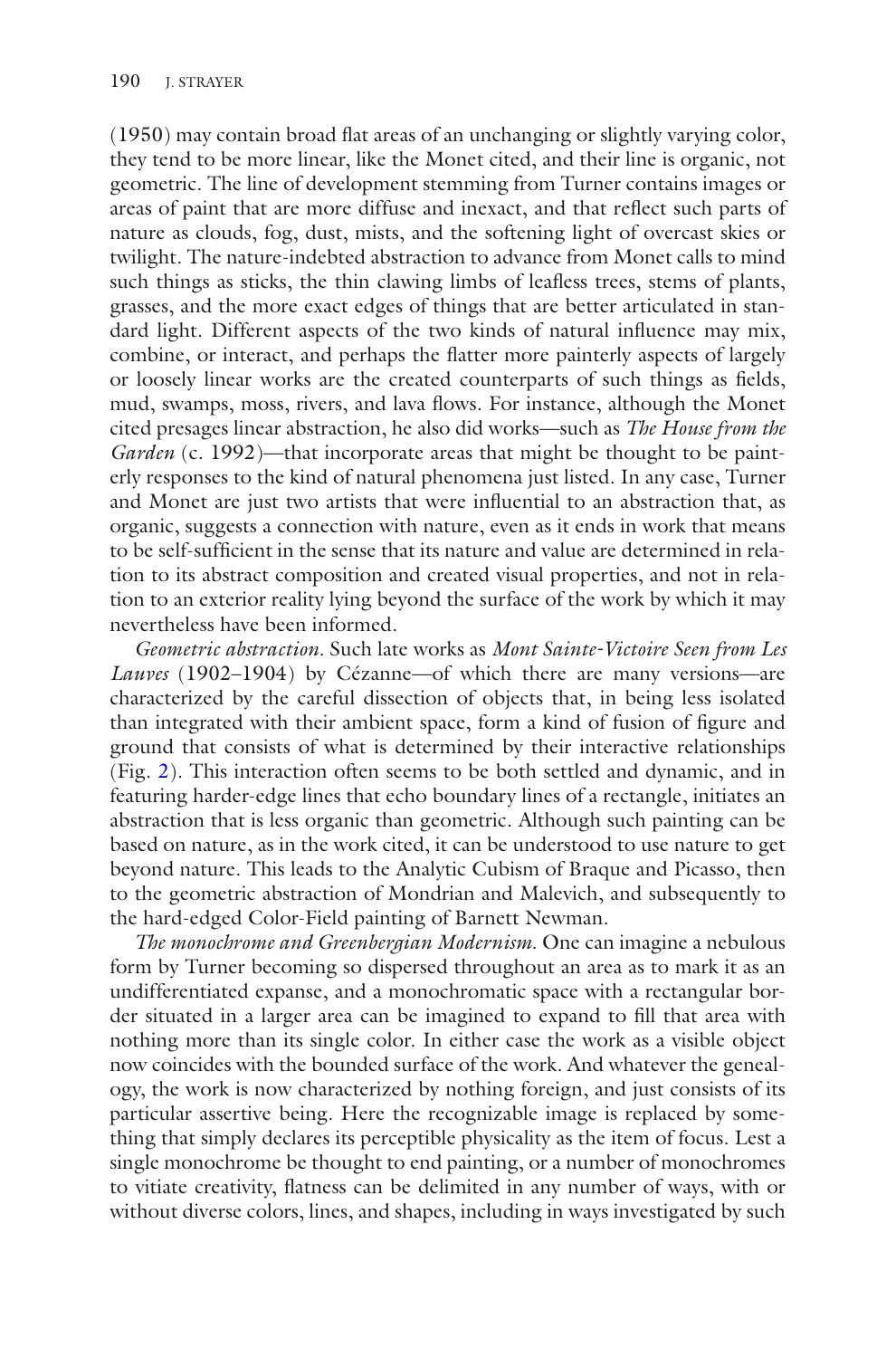(1950) may contain broad flat areas of an unchanging or slightly varying color, they tend to be more linear, like the Monet cited, and their line is organic, not geometric. The line of development stemming from Turner contains images or areas of paint that are more diffuse and inexact, and that reflect such parts of nature as clouds, fog, dust, mists, and the softening light of overcast skies or twilight. The nature-indebted abstraction to advance from Monet calls to mind such things as sticks, the thin clawing limbs of leafless trees, stems of plants, grasses, and the more exact edges of things that are better articulated in standard light. Different aspects of the two kinds of natural influence may mix, combine, or interact, and perhaps the flatter more painterly aspects of largely or loosely linear works are the created counterparts of such things as fields, mud, swamps, moss, rivers, and lava flows. For instance, although the Monet cited presages linear abstraction, he also did works—such as *The House from the Garden* (c. 1992)—that incorporate areas that might be thought to be painterly responses to the kind of natural phenomena just listed. In any case, Turner and Monet are just two artists that were influential to an abstraction that, as organic, suggests a connection with nature, even as it ends in work that means to be self-sufficient in the sense that its nature and value are determined in relation to its abstract composition and created visual properties, and not in relation to an exterior reality lying beyond the surface of the work by which it may nevertheless have been informed.

*Geometric abstraction*. Such late works as *Mont Sainte-Victoire Seen from Les Lauves* (1902–1904) by Cézanne—of which there are many versions—are characterized by the careful dissection of objects that, in being less isolated than integrated with their ambient space, form a kind of fusion of figure and ground that consists of what is determined by their interactive relationships (Fig. 2). This interaction often seems to be both settled and dynamic, and in featuring harder-edge lines that echo boundary lines of a rectangle, initiates an abstraction that is less organic than geometric. Although such painting can be based on nature, as in the work cited, it can be understood to use nature to get beyond nature. This leads to the Analytic Cubism of Braque and Picasso, then to the geometric abstraction of Mondrian and Malevich, and subsequently to the hard-edged Color-Field painting of Barnett Newman.

*The monochrome and Greenbergian Modernism*. One can imagine a nebulous form by Turner becoming so dispersed throughout an area as to mark it as an undifferentiated expanse, and a monochromatic space with a rectangular border situated in a larger area can be imagined to expand to fill that area with nothing more than its single color. In either case the work as a visible object now coincides with the bounded surface of the work. And whatever the genealogy, the work is now characterized by nothing foreign, and just consists of its particular assertive being. Here the recognizable image is replaced by something that simply declares its perceptible physicality as the item of focus. Lest a single monochrome be thought to end painting, or a number of monochromes to vitiate creativity, flatness can be delimited in any number of ways, with or without diverse colors, lines, and shapes, including in ways investigated by such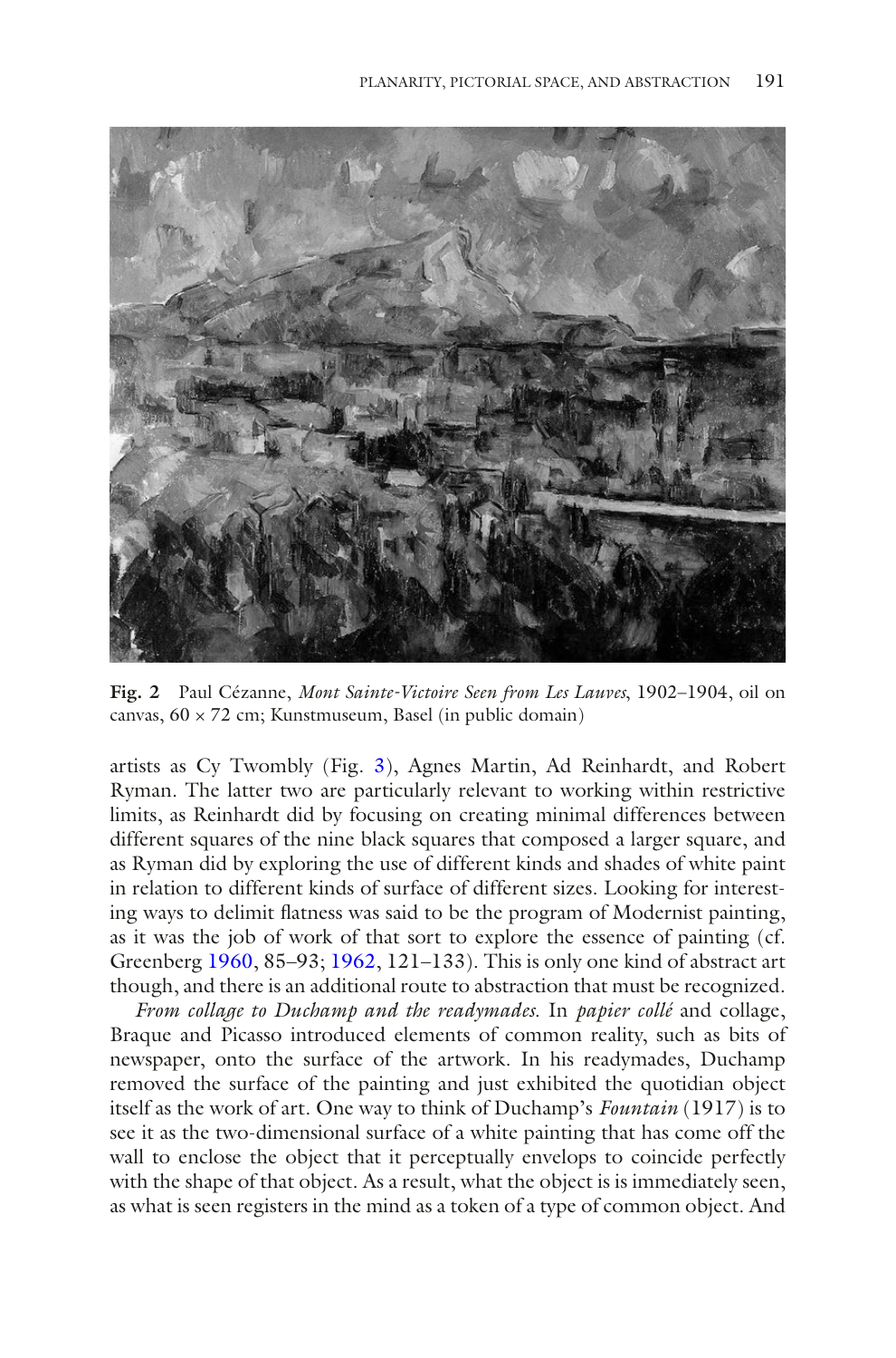**Fig. 2** Paul Cézanne, *Mont Sainte-Victoire Seen from Les Lauves*, 1902–1904, oil on canvas, 60 × 72 cm; Kunstmuseum, Basel (in public domain)

artists as Cy Twombly (Fig. 3), Agnes Martin, Ad Reinhardt, and Robert Ryman. The latter two are particularly relevant to working within restrictive limits, as Reinhardt did by focusing on creating minimal differences between different squares of the nine black squares that composed a larger square, and as Ryman did by exploring the use of different kinds and shades of white paint in relation to different kinds of surface of different sizes. Looking for interesting ways to delimit flatness was said to be the program of Modernist painting, as it was the job of work of that sort to explore the essence of painting (cf. Greenberg 1960, 85–93; 1962, 121–133). This is only one kind of abstract art though, and there is an additional route to abstraction that must be recognized.

*From collage to Duchamp and the readymades.* In *papier collé* and collage, Braque and Picasso introduced elements of common reality, such as bits of newspaper, onto the surface of the artwork. In his readymades, Duchamp removed the surface of the painting and just exhibited the quotidian object itself as the work of art. One way to think of Duchamp's *Fountain* (1917) is to see it as the two-dimensional surface of a white painting that has come off the wall to enclose the object that it perceptually envelops to coincide perfectly with the shape of that object. As a result, what the object is is immediately seen, as what is seen registers in the mind as a token of a type of common object. And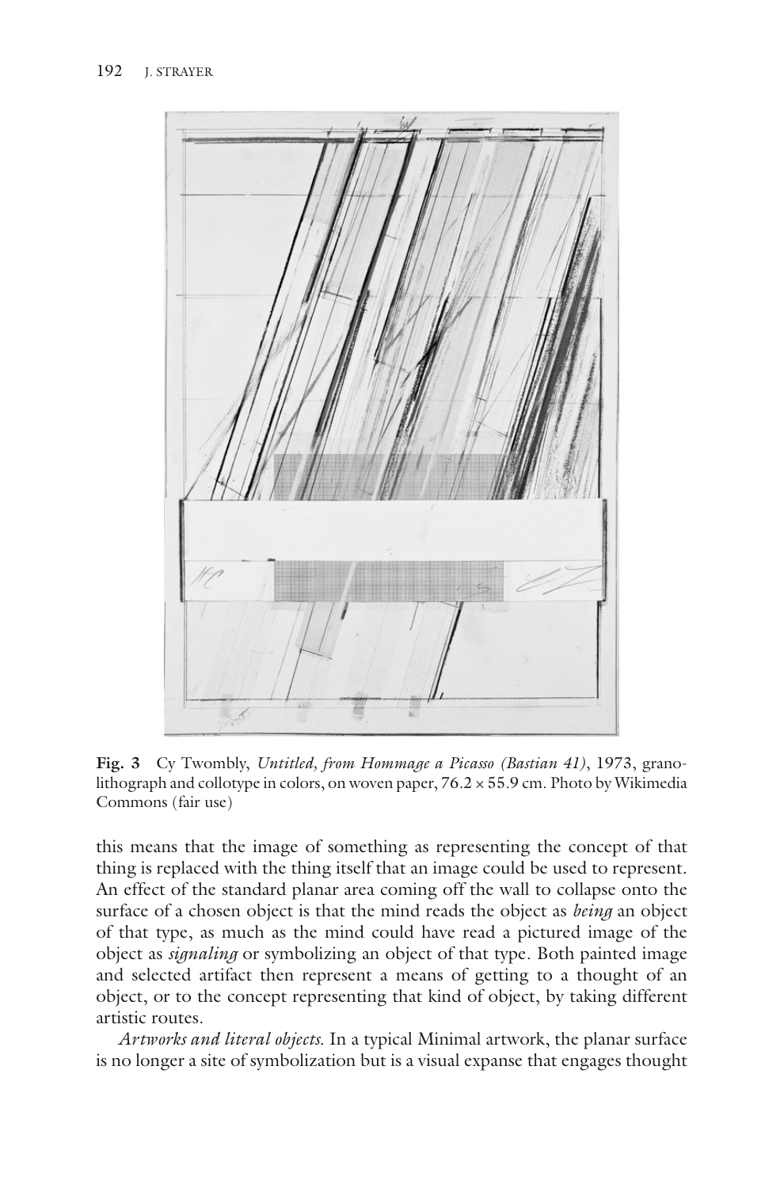**Fig. 3** Cy Twombly, *Untitled, from Hommage a Picasso (Bastian 41)*, 1973, granolithograph and collotype in colors, on woven paper, 76.2 × 55.9 cm. Photo by Wikimedia Commons (fair use)

this means that the image of something as representing the concept of that thing is replaced with the thing itself that an image could be used to represent. An effect of the standard planar area coming off the wall to collapse onto the surface of a chosen object is that the mind reads the object as *being* an object of that type, as much as the mind could have read a pictured image of the object as *signaling* or symbolizing an object of that type. Both painted image and selected artifact then represent a means of getting to a thought of an object, or to the concept representing that kind of object, by taking different artistic routes.

*Artworks and literal objects.* In a typical Minimal artwork, the planar surface is no longer a site of symbolization but is a visual expanse that engages thought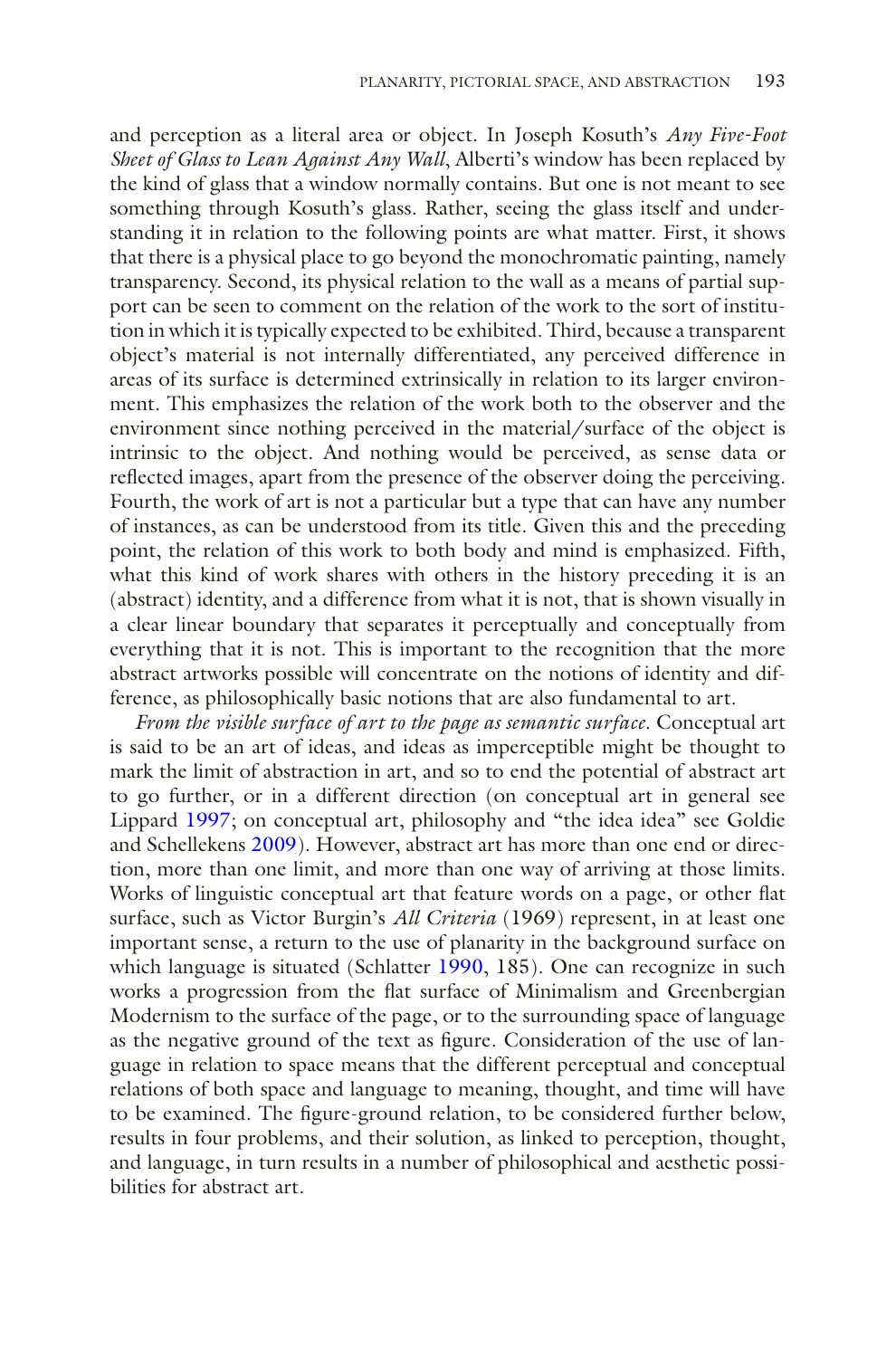and perception as a literal area or object. In Joseph Kosuth's *Any Five-Foot Sheet of Glass to Lean Against Any Wall*, Alberti's window has been replaced by the kind of glass that a window normally contains. But one is not meant to see something through Kosuth's glass. Rather, seeing the glass itself and understanding it in relation to the following points are what matter. First, it shows that there is a physical place to go beyond the monochromatic painting, namely transparency. Second, its physical relation to the wall as a means of partial support can be seen to comment on the relation of the work to the sort of institution in which it is typically expected to be exhibited. Third, because a transparent object's material is not internally differentiated, any perceived difference in areas of its surface is determined extrinsically in relation to its larger environment. This emphasizes the relation of the work both to the observer and the environment since nothing perceived in the material/surface of the object is intrinsic to the object. And nothing would be perceived, as sense data or reflected images, apart from the presence of the observer doing the perceiving. Fourth, the work of art is not a particular but a type that can have any number of instances, as can be understood from its title. Given this and the preceding point, the relation of this work to both body and mind is emphasized. Fifth, what this kind of work shares with others in the history preceding it is an (abstract) identity, and a difference from what it is not, that is shown visually in a clear linear boundary that separates it perceptually and conceptually from everything that it is not. This is important to the recognition that the more abstract artworks possible will concentrate on the notions of identity and difference, as philosophically basic notions that are also fundamental to art.

*From the visible surface of art to the page as semantic surface*. Conceptual art is said to be an art of ideas, and ideas as imperceptible might be thought to mark the limit of abstraction in art, and so to end the potential of abstract art to go further, or in a different direction (on conceptual art in general see Lippard 1997; on conceptual art, philosophy and "the idea idea" see Goldie and Schellekens 2009). However, abstract art has more than one end or direction, more than one limit, and more than one way of arriving at those limits. Works of linguistic conceptual art that feature words on a page, or other flat surface, such as Victor Burgin's *All Criteria* (1969) represent, in at least one important sense, a return to the use of planarity in the background surface on which language is situated (Schlatter 1990, 185). One can recognize in such works a progression from the flat surface of Minimalism and Greenbergian Modernism to the surface of the page, or to the surrounding space of language as the negative ground of the text as figure. Consideration of the use of language in relation to space means that the different perceptual and conceptual relations of both space and language to meaning, thought, and time will have to be examined. The figure-ground relation, to be considered further below, results in four problems, and their solution, as linked to perception, thought, and language, in turn results in a number of philosophical and aesthetic possibilities for abstract art.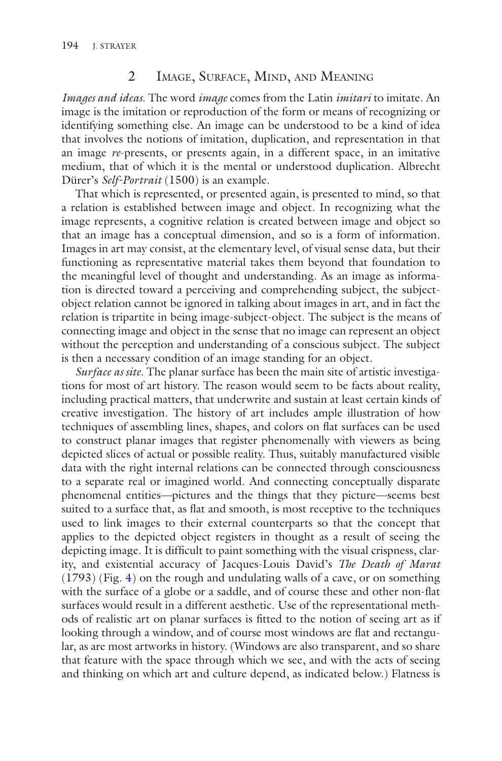## 2 Image, Surface, Mind, and Meaning

*Images and ideas*. The word *image* comes from the Latin *imitari* to imitate. An image is the imitation or reproduction of the form or means of recognizing or identifying something else. An image can be understood to be a kind of idea that involves the notions of imitation, duplication, and representation in that an image *re*-presents, or presents again, in a different space, in an imitative medium, that of which it is the mental or understood duplication. Albrecht Dürer's *Self-Portrait* (1500) is an example.

That which is represented, or presented again, is presented to mind, so that a relation is established between image and object. In recognizing what the image represents, a cognitive relation is created between image and object so that an image has a conceptual dimension, and so is a form of information. Images in art may consist, at the elementary level, of visual sense data, but their functioning as representative material takes them beyond that foundation to the meaningful level of thought and understanding. As an image as information is directed toward a perceiving and comprehending subject, the subject-object relation cannot be ignored in talking about images in art, and in fact the relation is tripartite in being image-subject-object. The subject is the means of connecting image and object in the sense that no image can represent an object without the perception and understanding of a conscious subject. The subject is then a necessary condition of an image standing for an object.

*Surface as site*. The planar surface has been the main site of artistic investigations for most of art history. The reason would seem to be facts about reality, including practical matters, that underwrite and sustain at least certain kinds of creative investigation. The history of art includes ample illustration of how techniques of assembling lines, shapes, and colors on flat surfaces can be used to construct planar images that register phenomenally with viewers as being depicted slices of actual or possible reality. Thus, suitably manufactured visible data with the right internal relations can be connected through consciousness to a separate real or imagined world. And connecting conceptually disparate phenomenal entities—pictures and the things that they picture—seems best suited to a surface that, as flat and smooth, is most receptive to the techniques used to link images to their external counterparts so that the concept that applies to the depicted object registers in thought as a result of seeing the depicting image. It is difficult to paint something with the visual crispness, clarity, and existential accuracy of Jacques-Louis David's *The Death of Marat* (1793) (Fig. 4) on the rough and undulating walls of a cave, or on something with the surface of a globe or a saddle, and of course these and other non-flat surfaces would result in a different aesthetic. Use of the representational methods of realistic art on planar surfaces is fitted to the notion of seeing art as if looking through a window, and of course most windows are flat and rectangular, as are most artworks in history. (Windows are also transparent, and so share that feature with the space through which we see, and with the acts of seeing and thinking on which art and culture depend, as indicated below.) Flatness is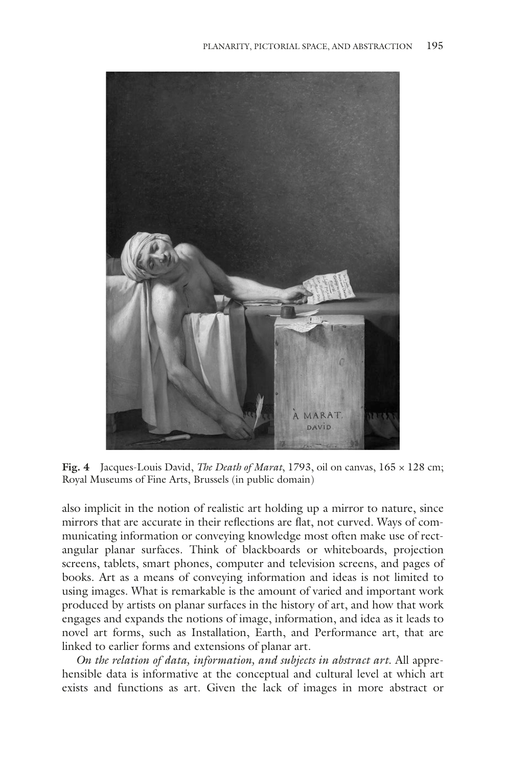**Fig. 4** Jacques-Louis David, *The Death of Marat*, 1793, oil on canvas, 165 × 128 cm; Royal Museums of Fine Arts, Brussels (in public domain)

also implicit in the notion of realistic art holding up a mirror to nature, since mirrors that are accurate in their reflections are flat, not curved. Ways of communicating information or conveying knowledge most often make use of rectangular planar surfaces. Think of blackboards or whiteboards, projection screens, tablets, smart phones, computer and television screens, and pages of books. Art as a means of conveying information and ideas is not limited to using images. What is remarkable is the amount of varied and important work produced by artists on planar surfaces in the history of art, and how that work engages and expands the notions of image, information, and idea as it leads to novel art forms, such as Installation, Earth, and Performance art, that are linked to earlier forms and extensions of planar art.

*On the relation of data, information, and subjects in abstract art.* All apprehensible data is informative at the conceptual and cultural level at which art exists and functions as art. Given the lack of images in more abstract or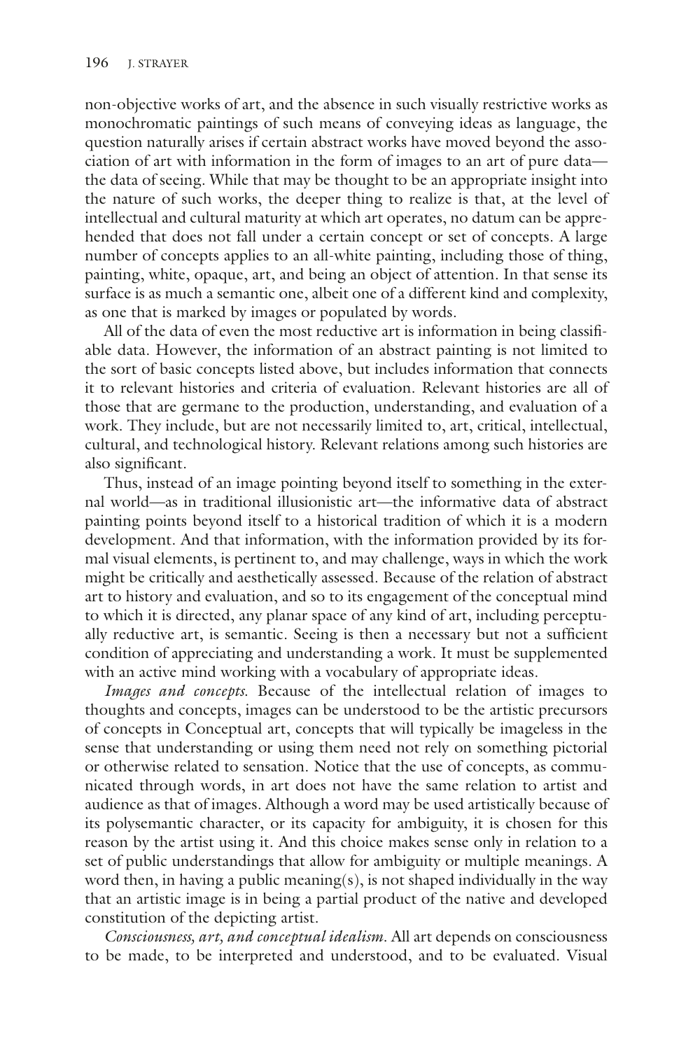non-objective works of art, and the absence in such visually restrictive works as monochromatic paintings of such means of conveying ideas as language, the question naturally arises if certain abstract works have moved beyond the association of art with information in the form of images to an art of pure data—the data of seeing. While that may be thought to be an appropriate insight into the nature of such works, the deeper thing to realize is that, at the level of intellectual and cultural maturity at which art operates, no datum can be apprehended that does not fall under a certain concept or set of concepts. A large number of concepts applies to an all-white painting, including those of thing, painting, white, opaque, art, and being an object of attention. In that sense its surface is as much a semantic one, albeit one of a different kind and complexity, as one that is marked by images or populated by words.

All of the data of even the most reductive art is information in being classifiable data. However, the information of an abstract painting is not limited to the sort of basic concepts listed above, but includes information that connects it to relevant histories and criteria of evaluation. Relevant histories are all of those that are germane to the production, understanding, and evaluation of a work. They include, but are not necessarily limited to, art, critical, intellectual, cultural, and technological history. Relevant relations among such histories are also significant.

Thus, instead of an image pointing beyond itself to something in the external world—as in traditional illusionistic art—the informative data of abstract painting points beyond itself to a historical tradition of which it is a modern development. And that information, with the information provided by its formal visual elements, is pertinent to, and may challenge, ways in which the work might be critically and aesthetically assessed. Because of the relation of abstract art to history and evaluation, and so to its engagement of the conceptual mind to which it is directed, any planar space of any kind of art, including perceptually reductive art, is semantic. Seeing is then a necessary but not a sufficient condition of appreciating and understanding a work. It must be supplemented with an active mind working with a vocabulary of appropriate ideas.

*Images and concepts.* Because of the intellectual relation of images to thoughts and concepts, images can be understood to be the artistic precursors of concepts in Conceptual art, concepts that will typically be imageless in the sense that understanding or using them need not rely on something pictorial or otherwise related to sensation. Notice that the use of concepts, as communicated through words, in art does not have the same relation to artist and audience as that of images. Although a word may be used artistically because of its polysemantic character, or its capacity for ambiguity, it is chosen for this reason by the artist using it. And this choice makes sense only in relation to a set of public understandings that allow for ambiguity or multiple meanings. A word then, in having a public meaning(s), is not shaped individually in the way that an artistic image is in being a partial product of the native and developed constitution of the depicting artist.

*Consciousness, art, and conceptual idealism.* All art depends on consciousness to be made, to be interpreted and understood, and to be evaluated. Visual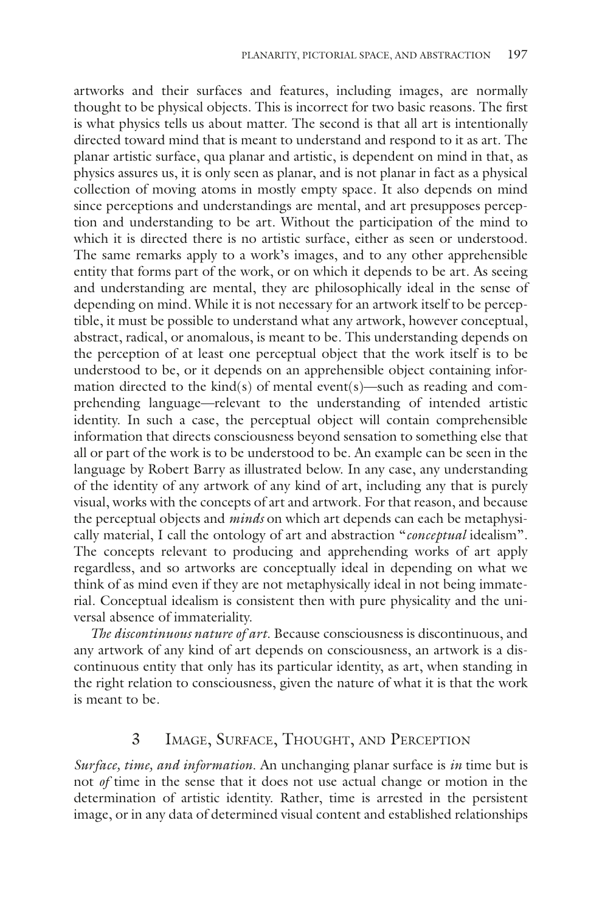artworks and their surfaces and features, including images, are normally thought to be physical objects. This is incorrect for two basic reasons. The first is what physics tells us about matter. The second is that all art is intentionally directed toward mind that is meant to understand and respond to it as art. The planar artistic surface, qua planar and artistic, is dependent on mind in that, as physics assures us, it is only seen as planar, and is not planar in fact as a physical collection of moving atoms in mostly empty space. It also depends on mind since perceptions and understandings are mental, and art presupposes perception and understanding to be art. Without the participation of the mind to which it is directed there is no artistic surface, either as seen or understood. The same remarks apply to a work's images, and to any other apprehensible entity that forms part of the work, or on which it depends to be art. As seeing and understanding are mental, they are philosophically ideal in the sense of depending on mind. While it is not necessary for an artwork itself to be perceptible, it must be possible to understand what any artwork, however conceptual, abstract, radical, or anomalous, is meant to be. This understanding depends on the perception of at least one perceptual object that the work itself is to be understood to be, or it depends on an apprehensible object containing information directed to the kind(s) of mental event(s)—such as reading and comprehending language—relevant to the understanding of intended artistic identity. In such a case, the perceptual object will contain comprehensible information that directs consciousness beyond sensation to something else that all or part of the work is to be understood to be. An example can be seen in the language by Robert Barry as illustrated below. In any case, any understanding of the identity of any artwork of any kind of art, including any that is purely visual, works with the concepts of art and artwork. For that reason, and because the perceptual objects and *minds* on which art depends can each be metaphysically material, I call the ontology of art and abstraction "*conceptual* idealism". The concepts relevant to producing and apprehending works of art apply regardless, and so artworks are conceptually ideal in depending on what we think of as mind even if they are not metaphysically ideal in not being immaterial. Conceptual idealism is consistent then with pure physicality and the universal absence of immateriality.

*The discontinuous nature of art.* Because consciousness is discontinuous, and any artwork of any kind of art depends on consciousness, an artwork is a discontinuous entity that only has its particular identity, as art, when standing in the right relation to consciousness, given the nature of what it is that the work is meant to be.

## 3 Image, Surface, Thought, and Perception

*Surface, time, and information.* An unchanging planar surface is *in* time but is not *of* time in the sense that it does not use actual change or motion in the determination of artistic identity. Rather, time is arrested in the persistent image, or in any data of determined visual content and established relationships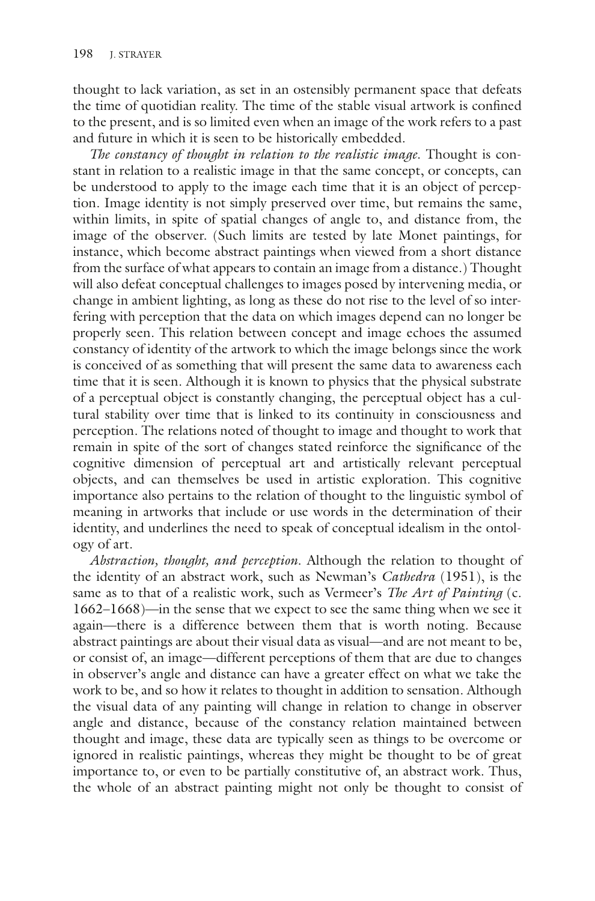thought to lack variation, as set in an ostensibly permanent space that defeats the time of quotidian reality. The time of the stable visual artwork is confined to the present, and is so limited even when an image of the work refers to a past and future in which it is seen to be historically embedded.

*The constancy of thought in relation to the realistic image.* Thought is constant in relation to a realistic image in that the same concept, or concepts, can be understood to apply to the image each time that it is an object of perception. Image identity is not simply preserved over time, but remains the same, within limits, in spite of spatial changes of angle to, and distance from, the image of the observer. (Such limits are tested by late Monet paintings, for instance, which become abstract paintings when viewed from a short distance from the surface of what appears to contain an image from a distance.) Thought will also defeat conceptual challenges to images posed by intervening media, or change in ambient lighting, as long as these do not rise to the level of so interfering with perception that the data on which images depend can no longer be properly seen. This relation between concept and image echoes the assumed constancy of identity of the artwork to which the image belongs since the work is conceived of as something that will present the same data to awareness each time that it is seen. Although it is known to physics that the physical substrate of a perceptual object is constantly changing, the perceptual object has a cultural stability over time that is linked to its continuity in consciousness and perception. The relations noted of thought to image and thought to work that remain in spite of the sort of changes stated reinforce the significance of the cognitive dimension of perceptual art and artistically relevant perceptual objects, and can themselves be used in artistic exploration. This cognitive importance also pertains to the relation of thought to the linguistic symbol of meaning in artworks that include or use words in the determination of their identity, and underlines the need to speak of conceptual idealism in the ontology of art.

*Abstraction, thought, and perception.* Although the relation to thought of the identity of an abstract work, such as Newman's *Cathedra* (1951), is the same as to that of a realistic work, such as Vermeer's *The Art of Painting* (c. 1662–1668)—in the sense that we expect to see the same thing when we see it again—there is a difference between them that is worth noting. Because abstract paintings are about their visual data as visual—and are not meant to be, or consist of, an image—different perceptions of them that are due to changes in observer's angle and distance can have a greater effect on what we take the work to be, and so how it relates to thought in addition to sensation. Although the visual data of any painting will change in relation to change in observer angle and distance, because of the constancy relation maintained between thought and image, these data are typically seen as things to be overcome or ignored in realistic paintings, whereas they might be thought to be of great importance to, or even to be partially constitutive of, an abstract work. Thus, the whole of an abstract painting might not only be thought to consist of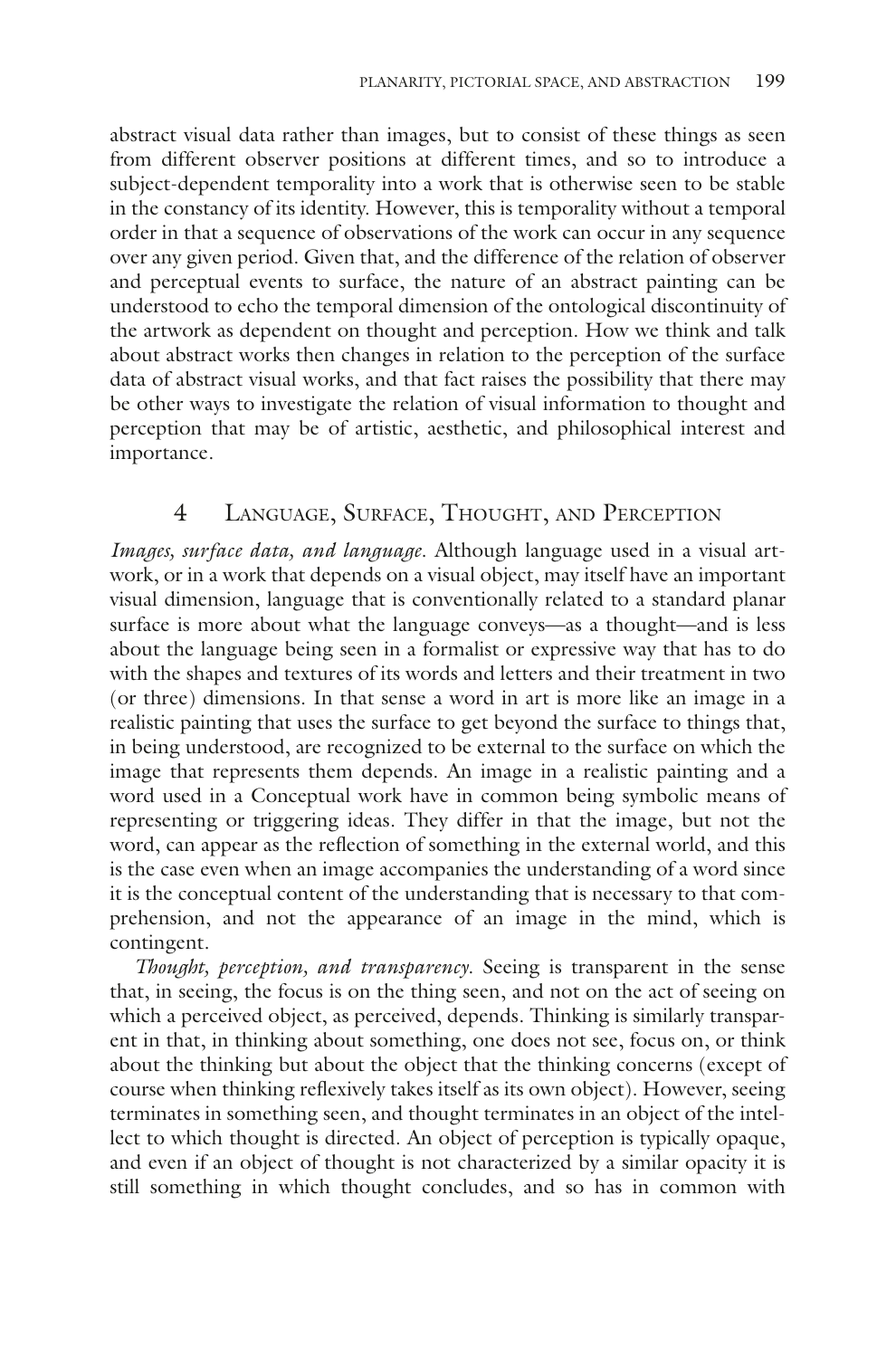abstract visual data rather than images, but to consist of these things as seen from different observer positions at different times, and so to introduce a subject-dependent temporality into a work that is otherwise seen to be stable in the constancy of its identity. However, this is temporality without a temporal order in that a sequence of observations of the work can occur in any sequence over any given period. Given that, and the difference of the relation of observer and perceptual events to surface, the nature of an abstract painting can be understood to echo the temporal dimension of the ontological discontinuity of the artwork as dependent on thought and perception. How we think and talk about abstract works then changes in relation to the perception of the surface data of abstract visual works, and that fact raises the possibility that there may be other ways to investigate the relation of visual information to thought and perception that may be of artistic, aesthetic, and philosophical interest and importance.

## 4 Language, Surface, Thought, and Perception

*Images, surface data, and language.* Although language used in a visual artwork, or in a work that depends on a visual object, may itself have an important visual dimension, language that is conventionally related to a standard planar surface is more about what the language conveys—as a thought—and is less about the language being seen in a formalist or expressive way that has to do with the shapes and textures of its words and letters and their treatment in two (or three) dimensions. In that sense a word in art is more like an image in a realistic painting that uses the surface to get beyond the surface to things that, in being understood, are recognized to be external to the surface on which the image that represents them depends. An image in a realistic painting and a word used in a Conceptual work have in common being symbolic means of representing or triggering ideas. They differ in that the image, but not the word, can appear as the reflection of something in the external world, and this is the case even when an image accompanies the understanding of a word since it is the conceptual content of the understanding that is necessary to that comprehension, and not the appearance of an image in the mind, which is contingent.

*Thought, perception, and transparency.* Seeing is transparent in the sense that, in seeing, the focus is on the thing seen, and not on the act of seeing on which a perceived object, as perceived, depends. Thinking is similarly transparent in that, in thinking about something, one does not see, focus on, or think about the thinking but about the object that the thinking concerns (except of course when thinking reflexively takes itself as its own object). However, seeing terminates in something seen, and thought terminates in an object of the intellect to which thought is directed. An object of perception is typically opaque, and even if an object of thought is not characterized by a similar opacity it is still something in which thought concludes, and so has in common with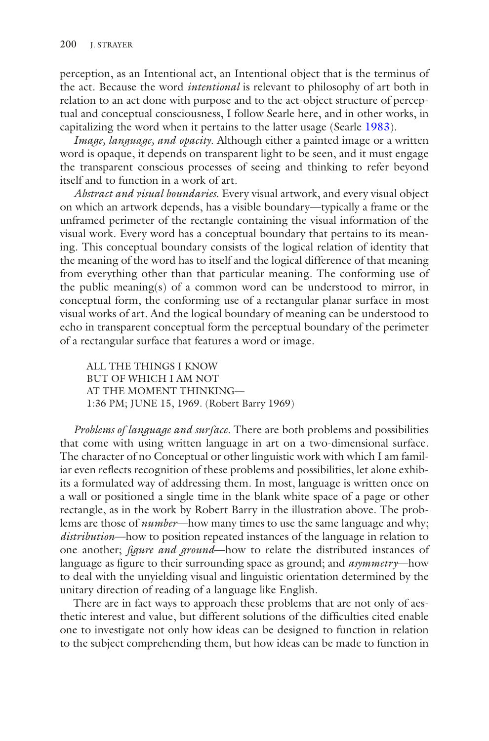perception, as an Intentional act, an Intentional object that is the terminus of the act. Because the word *intentional* is relevant to philosophy of art both in relation to an act done with purpose and to the act-object structure of perceptual and conceptual consciousness, I follow Searle here, and in other works, in capitalizing the word when it pertains to the latter usage (Searle 1983).

*Image, language, and opacity*. Although either a painted image or a written word is opaque, it depends on transparent light to be seen, and it must engage the transparent conscious processes of seeing and thinking to refer beyond itself and to function in a work of art.

*Abstract and visual boundaries*. Every visual artwork, and every visual object on which an artwork depends, has a visible boundary—typically a frame or the unframed perimeter of the rectangle containing the visual information of the visual work. Every word has a conceptual boundary that pertains to its meaning. This conceptual boundary consists of the logical relation of identity that the meaning of the word has to itself and the logical difference of that meaning from everything other than that particular meaning. The conforming use of the public meaning(s) of a common word can be understood to mirror, in conceptual form, the conforming use of a rectangular planar surface in most visual works of art. And the logical boundary of meaning can be understood to echo in transparent conceptual form the perceptual boundary of the perimeter of a rectangular surface that features a word or image.

> ALL THE THINGS I KNOW
> BUT OF WHICH I AM NOT
> AT THE MOMENT THINKING—
> 1:36 PM; JUNE 15, 1969. (Robert Barry 1969)

*Problems of language and surface*. There are both problems and possibilities that come with using written language in art on a two-dimensional surface. The character of no Conceptual or other linguistic work with which I am familiar even reflects recognition of these problems and possibilities, let alone exhibits a formulated way of addressing them. In most, language is written once on a wall or positioned a single time in the blank white space of a page or other rectangle, as in the work by Robert Barry in the illustration above. The problems are those of *number*—how many times to use the same language and why; *distribution*—how to position repeated instances of the language in relation to one another; *figure and ground*—how to relate the distributed instances of language as figure to their surrounding space as ground; and *asymmetry*—how to deal with the unyielding visual and linguistic orientation determined by the unitary direction of reading of a language like English.

There are in fact ways to approach these problems that are not only of aesthetic interest and value, but different solutions of the difficulties cited enable one to investigate not only how ideas can be designed to function in relation to the subject comprehending them, but how ideas can be made to function in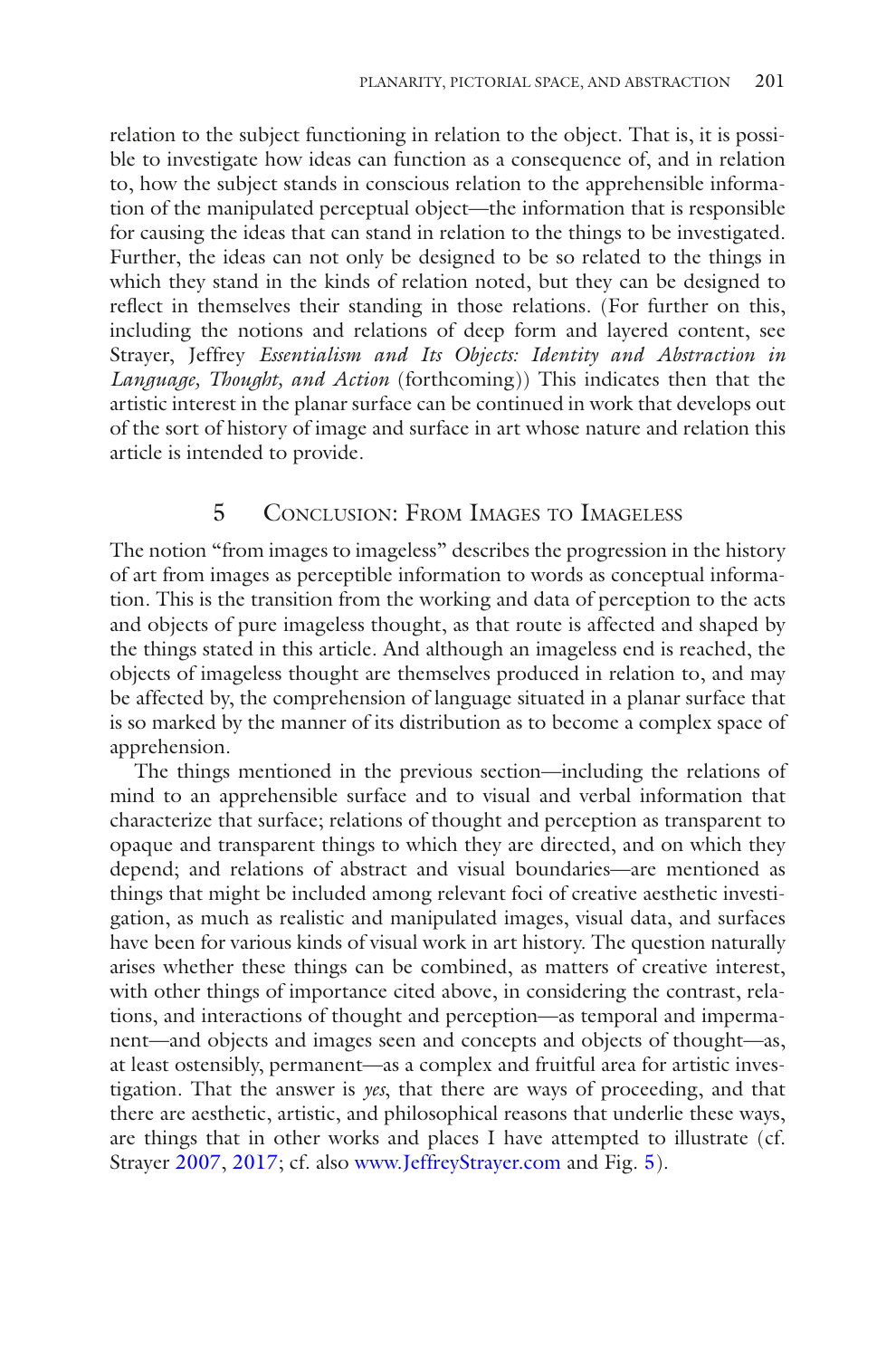relation to the subject functioning in relation to the object. That is, it is possible to investigate how ideas can function as a consequence of, and in relation to, how the subject stands in conscious relation to the apprehensible information of the manipulated perceptual object—the information that is responsible for causing the ideas that can stand in relation to the things to be investigated. Further, the ideas can not only be designed to be so related to the things in which they stand in the kinds of relation noted, but they can be designed to reflect in themselves their standing in those relations. (For further on this, including the notions and relations of deep form and layered content, see Strayer, Jeffrey *Essentialism and Its Objects: Identity and Abstraction in Language, Thought, and Action* (forthcoming)) This indicates then that the artistic interest in the planar surface can be continued in work that develops out of the sort of history of image and surface in art whose nature and relation this article is intended to provide.

## 5 Conclusion: From Images to Imageless

The notion "from images to imageless" describes the progression in the history of art from images as perceptible information to words as conceptual information. This is the transition from the working and data of perception to the acts and objects of pure imageless thought, as that route is affected and shaped by the things stated in this article. And although an imageless end is reached, the objects of imageless thought are themselves produced in relation to, and may be affected by, the comprehension of language situated in a planar surface that is so marked by the manner of its distribution as to become a complex space of apprehension.

The things mentioned in the previous section—including the relations of mind to an apprehensible surface and to visual and verbal information that characterize that surface; relations of thought and perception as transparent to opaque and transparent things to which they are directed, and on which they depend; and relations of abstract and visual boundaries—are mentioned as things that might be included among relevant foci of creative aesthetic investigation, as much as realistic and manipulated images, visual data, and surfaces have been for various kinds of visual work in art history. The question naturally arises whether these things can be combined, as matters of creative interest, with other things of importance cited above, in considering the contrast, relations, and interactions of thought and perception—as temporal and impermanent—and objects and images seen and concepts and objects of thought—as, at least ostensibly, permanent—as a complex and fruitful area for artistic investigation. That the answer is *yes*, that there are ways of proceeding, and that there are aesthetic, artistic, and philosophical reasons that underlie these ways, are things that in other works and places I have attempted to illustrate (cf. Strayer 2007, 2017; cf. also www.JeffreyStrayer.com and Fig. 5).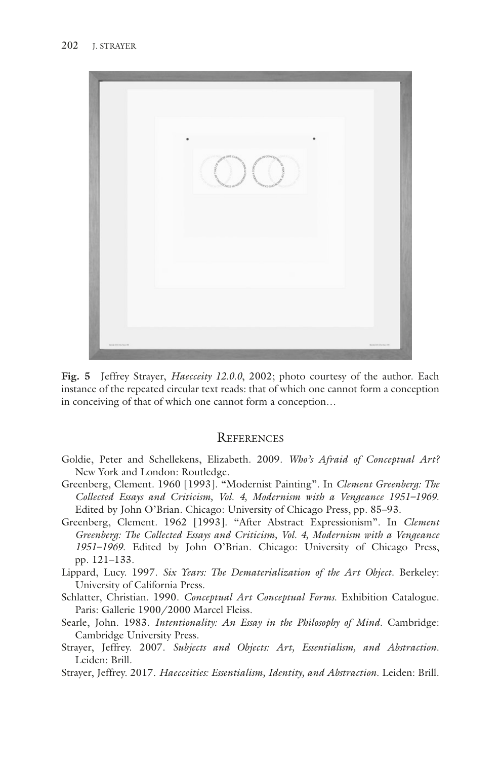**Fig. 5** Jeffrey Strayer, *Haecceity 12.0.0*, 2002; photo courtesy of the author. Each instance of the repeated circular text reads: that of which one cannot form a conception in conceiving of that of which one cannot form a conception…

## References

Goldie, Peter and Schellekens, Elizabeth. 2009. *Who's Afraid of Conceptual Art?* New York and London: Routledge.

Greenberg, Clement. 1960 [1993]. "Modernist Painting". In *Clement Greenberg: The Collected Essays and Criticism, Vol. 4, Modernism with a Vengeance 1951–1969*. Edited by John O'Brian. Chicago: University of Chicago Press, pp. 85–93.

Greenberg, Clement. 1962 [1993]. "After Abstract Expressionism". In *Clement Greenberg: The Collected Essays and Criticism, Vol. 4, Modernism with a Vengeance 1951–1969*. Edited by John O'Brian. Chicago: University of Chicago Press, pp. 121–133.

Lippard, Lucy. 1997. *Six Years: The Dematerialization of the Art Object*. Berkeley: University of California Press.

Schlatter, Christian. 1990. *Conceptual Art Conceptual Forms*. Exhibition Catalogue. Paris: Gallerie 1900/2000 Marcel Fleiss.

Searle, John. 1983. *Intentionality: An Essay in the Philosophy of Mind*. Cambridge: Cambridge University Press.

Strayer, Jeffrey. 2007. *Subjects and Objects: Art, Essentialism, and Abstraction*. Leiden: Brill.

Strayer, Jeffrey. 2017. *Haecceities: Essentialism, Identity, and Abstraction*. Leiden: Brill.